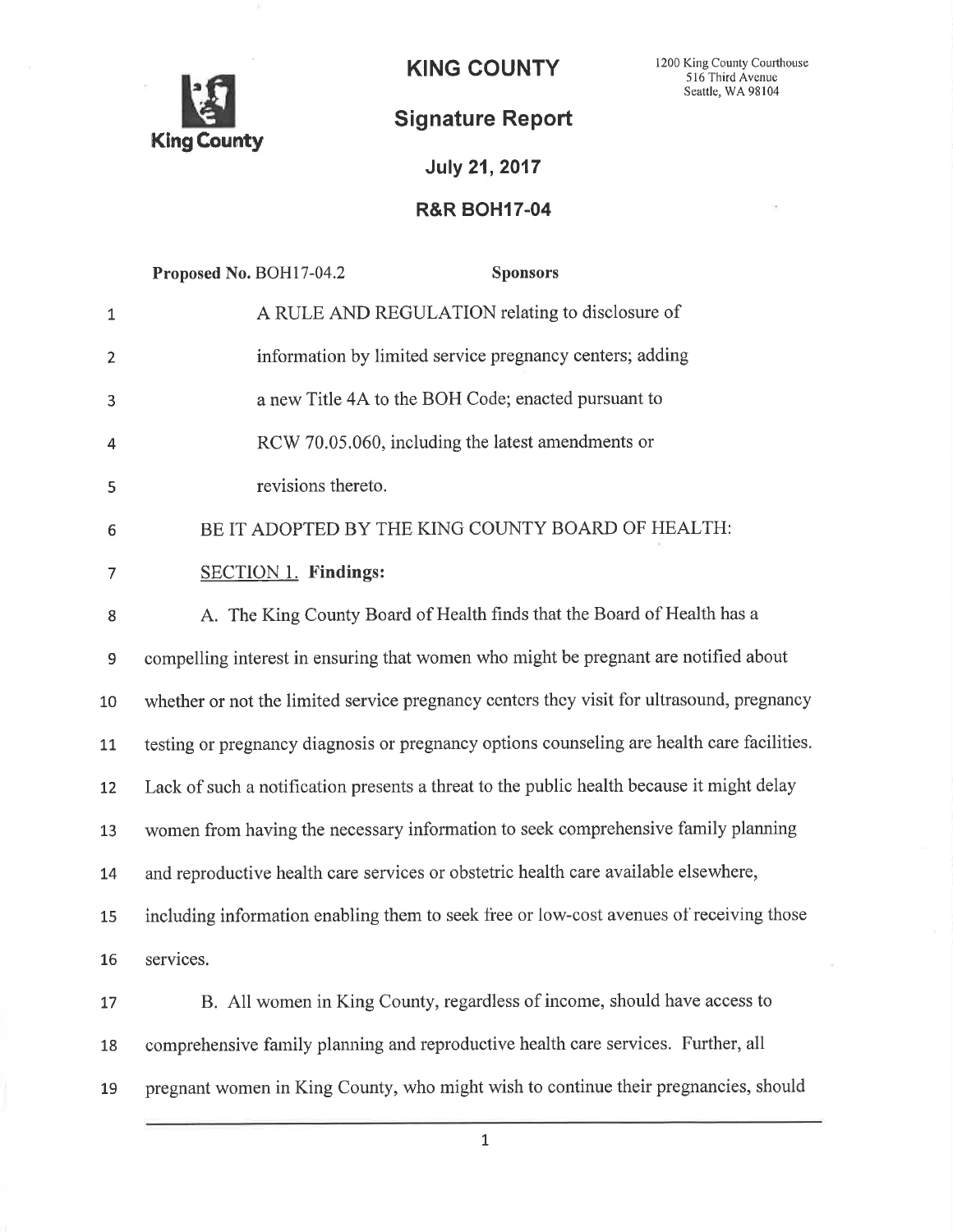**KING COUNTY**

1200 King County Courthouse
516 Third Avenue
Seattle, WA 98104

King County

# Signature Report

**July 21, 2017**

**R&R BOH17-04**

**Proposed No.** BOH17-04.2 **Sponsors**

A RULE AND REGULATION relating to disclosure of information by limited service pregnancy centers; adding a new Title 4A to the BOH Code; enacted pursuant to RCW 70.05.060, including the latest amendments or revisions thereto.

BE IT ADOPTED BY THE KING COUNTY BOARD OF HEALTH:

SECTION 1. **Findings:**

A. The King County Board of Health finds that the Board of Health has a compelling interest in ensuring that women who might be pregnant are notified about whether or not the limited service pregnancy centers they visit for ultrasound, pregnancy testing or pregnancy diagnosis or pregnancy options counseling are health care facilities. Lack of such a notification presents a threat to the public health because it might delay women from having the necessary information to seek comprehensive family planning and reproductive health care services or obstetric health care available elsewhere, including information enabling them to seek free or low-cost avenues of receiving those services.

B. All women in King County, regardless of income, should have access to comprehensive family planning and reproductive health care services. Further, all pregnant women in King County, who might wish to continue their pregnancies, should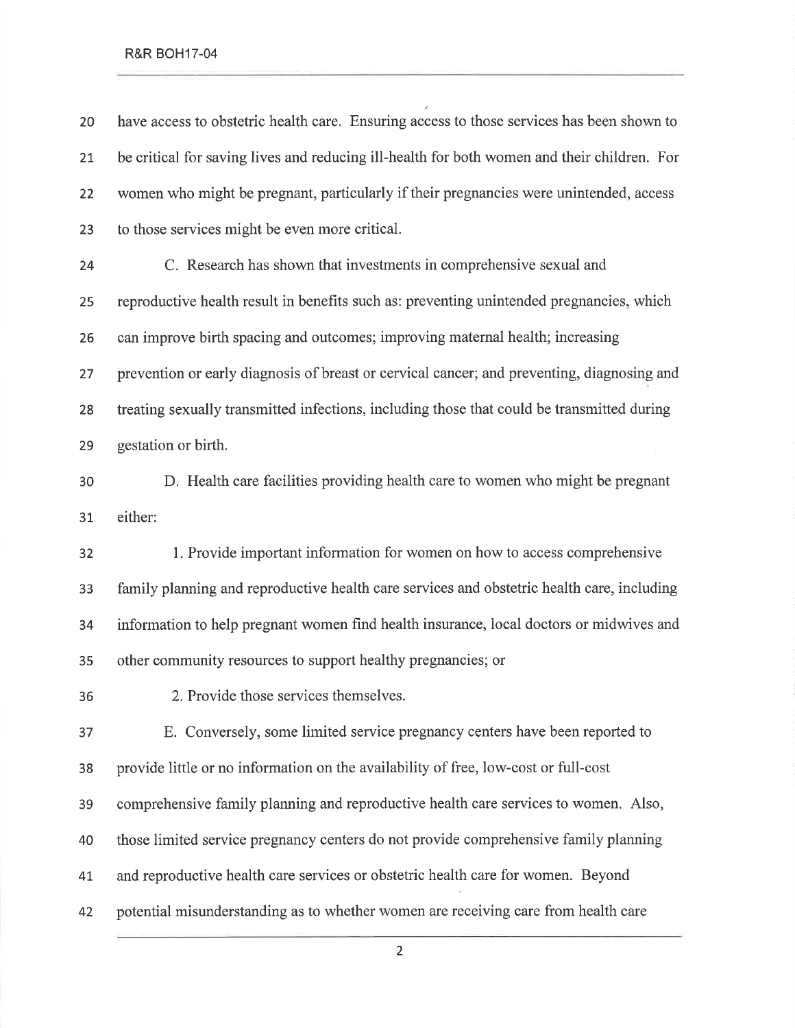have access to obstetric health care. Ensuring access to those services has been shown to be critical for saving lives and reducing ill-health for both women and their children. For women who might be pregnant, particularly if their pregnancies were unintended, access to those services might be even more critical.

C. Research has shown that investments in comprehensive sexual and reproductive health result in benefits such as: preventing unintended pregnancies, which can improve birth spacing and outcomes; improving maternal health; increasing prevention or early diagnosis of breast or cervical cancer; and preventing, diagnosing and treating sexually transmitted infections, including those that could be transmitted during gestation or birth.

D. Health care facilities providing health care to women who might be pregnant either:

1. Provide important information for women on how to access comprehensive family planning and reproductive health care services and obstetric health care, including information to help pregnant women find health insurance, local doctors or midwives and other community resources to support healthy pregnancies; or

2. Provide those services themselves.

E. Conversely, some limited service pregnancy centers have been reported to provide little or no information on the availability of free, low-cost or full-cost comprehensive family planning and reproductive health care services to women. Also, those limited service pregnancy centers do not provide comprehensive family planning and reproductive health care services or obstetric health care for women. Beyond potential misunderstanding as to whether women are receiving care from health care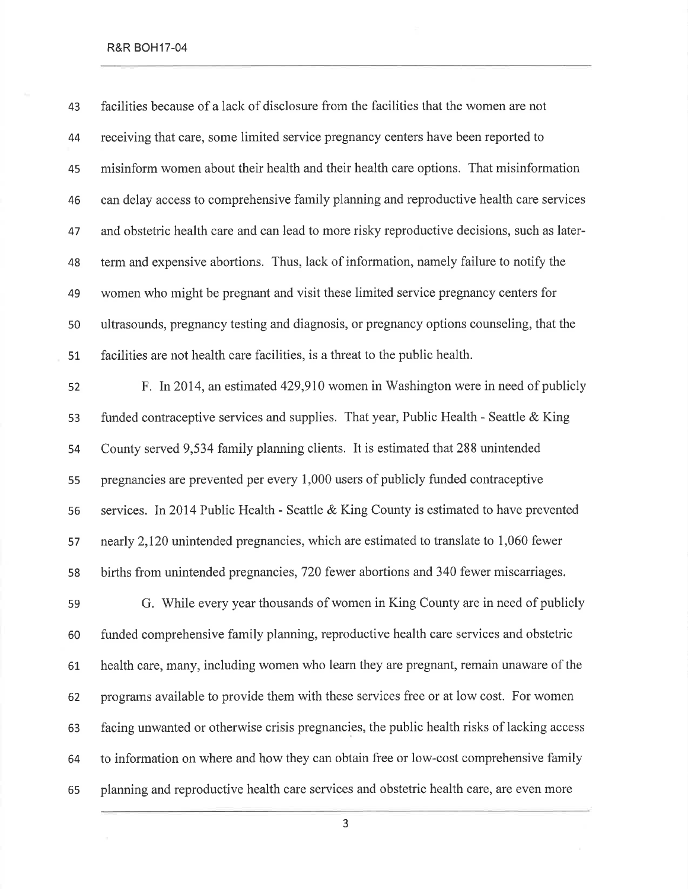facilities because of a lack of disclosure from the facilities that the women are not receiving that care, some limited service pregnancy centers have been reported to misinform women about their health and their health care options. That misinformation can delay access to comprehensive family planning and reproductive health care services and obstetric health care and can lead to more risky reproductive decisions, such as later-term and expensive abortions. Thus, lack of information, namely failure to notify the women who might be pregnant and visit these limited service pregnancy centers for ultrasounds, pregnancy testing and diagnosis, or pregnancy options counseling, that the facilities are not health care facilities, is a threat to the public health.

F. In 2014, an estimated 429,910 women in Washington were in need of publicly funded contraceptive services and supplies. That year, Public Health - Seattle & King County served 9,534 family planning clients. It is estimated that 288 unintended pregnancies are prevented per every 1,000 users of publicly funded contraceptive services. In 2014 Public Health - Seattle & King County is estimated to have prevented nearly 2,120 unintended pregnancies, which are estimated to translate to 1,060 fewer births from unintended pregnancies, 720 fewer abortions and 340 fewer miscarriages.

G. While every year thousands of women in King County are in need of publicly funded comprehensive family planning, reproductive health care services and obstetric health care, many, including women who learn they are pregnant, remain unaware of the programs available to provide them with these services free or at low cost. For women facing unwanted or otherwise crisis pregnancies, the public health risks of lacking access to information on where and how they can obtain free or low-cost comprehensive family planning and reproductive health care services and obstetric health care, are even more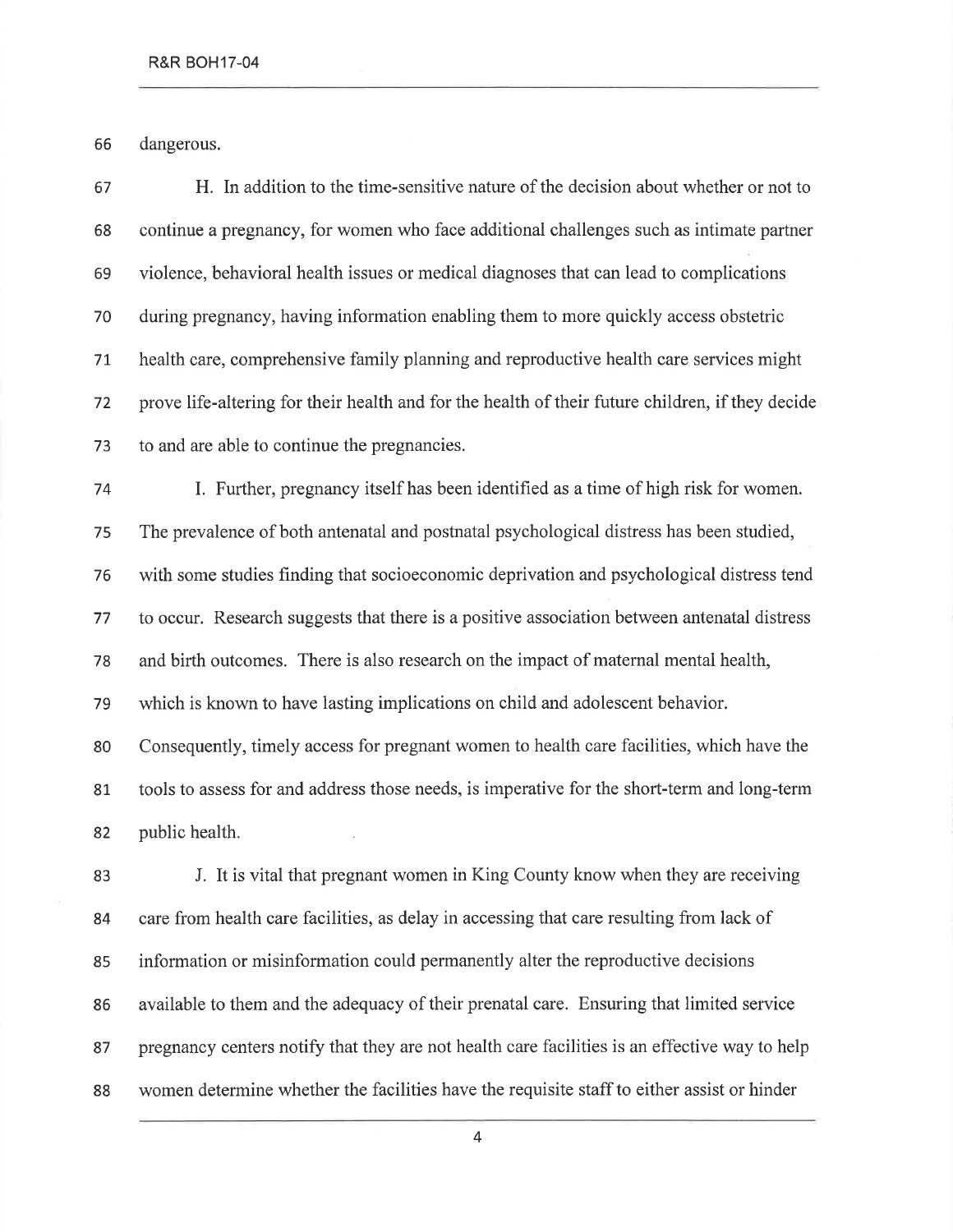dangerous.

H. In addition to the time-sensitive nature of the decision about whether or not to continue a pregnancy, for women who face additional challenges such as intimate partner violence, behavioral health issues or medical diagnoses that can lead to complications during pregnancy, having information enabling them to more quickly access obstetric health care, comprehensive family planning and reproductive health care services might prove life-altering for their health and for the health of their future children, if they decide to and are able to continue the pregnancies.

I. Further, pregnancy itself has been identified as a time of high risk for women. The prevalence of both antenatal and postnatal psychological distress has been studied, with some studies finding that socioeconomic deprivation and psychological distress tend to occur. Research suggests that there is a positive association between antenatal distress and birth outcomes. There is also research on the impact of maternal mental health, which is known to have lasting implications on child and adolescent behavior. Consequently, timely access for pregnant women to health care facilities, which have the tools to assess for and address those needs, is imperative for the short-term and long-term public health.

J. It is vital that pregnant women in King County know when they are receiving care from health care facilities, as delay in accessing that care resulting from lack of information or misinformation could permanently alter the reproductive decisions available to them and the adequacy of their prenatal care. Ensuring that limited service pregnancy centers notify that they are not health care facilities is an effective way to help women determine whether the facilities have the requisite staff to either assist or hinder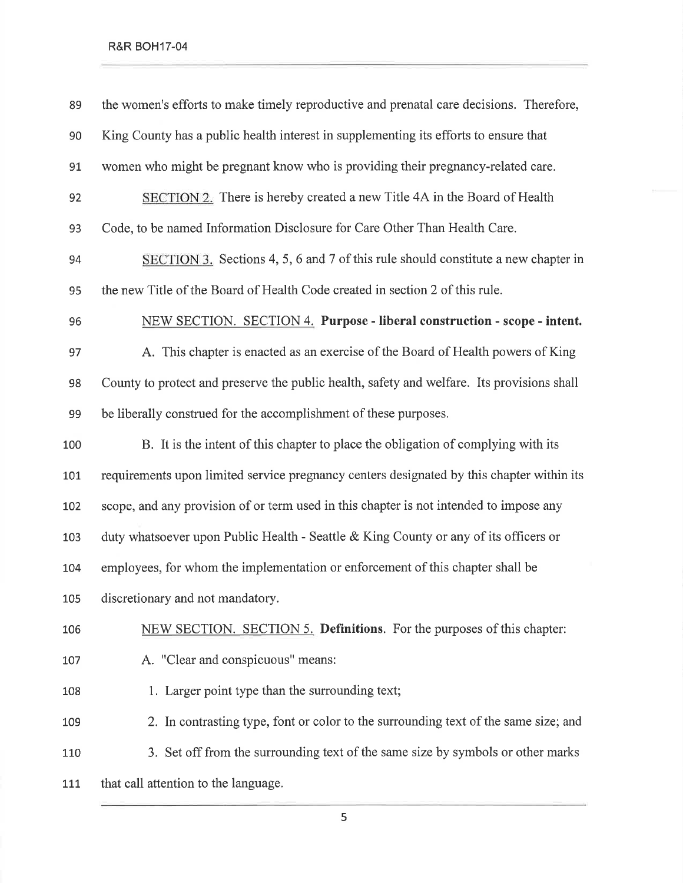the women's efforts to make timely reproductive and prenatal care decisions. Therefore, King County has a public health interest in supplementing its efforts to ensure that women who might be pregnant know who is providing their pregnancy-related care.

SECTION 2. There is hereby created a new Title 4A in the Board of Health Code, to be named Information Disclosure for Care Other Than Health Care.

SECTION 3. Sections 4, 5, 6 and 7 of this rule should constitute a new chapter in the new Title of the Board of Health Code created in section 2 of this rule.

NEW SECTION. SECTION 4. **Purpose - liberal construction - scope - intent.**

A. This chapter is enacted as an exercise of the Board of Health powers of King County to protect and preserve the public health, safety and welfare. Its provisions shall be liberally construed for the accomplishment of these purposes.

B. It is the intent of this chapter to place the obligation of complying with its requirements upon limited service pregnancy centers designated by this chapter within its scope, and any provision of or term used in this chapter is not intended to impose any duty whatsoever upon Public Health - Seattle & King County or any of its officers or employees, for whom the implementation or enforcement of this chapter shall be discretionary and not mandatory.

NEW SECTION. SECTION 5. **Definitions**. For the purposes of this chapter:

A. "Clear and conspicuous" means:

1. Larger point type than the surrounding text;

2. In contrasting type, font or color to the surrounding text of the same size; and

3. Set off from the surrounding text of the same size by symbols or other marks that call attention to the language.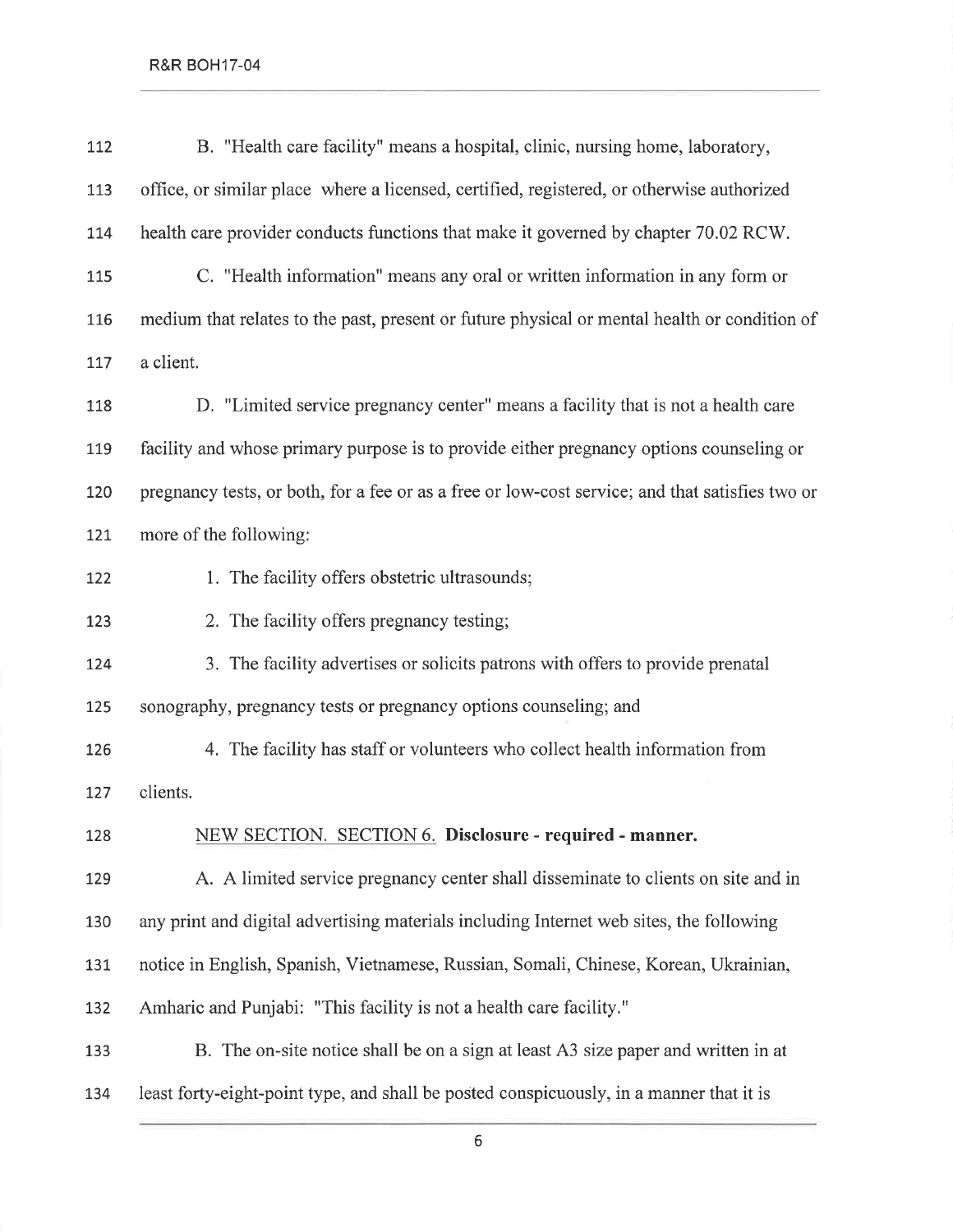B. "Health care facility" means a hospital, clinic, nursing home, laboratory, office, or similar place where a licensed, certified, registered, or otherwise authorized health care provider conducts functions that make it governed by chapter 70.02 RCW.

C. "Health information" means any oral or written information in any form or medium that relates to the past, present or future physical or mental health or condition of a client.

D. "Limited service pregnancy center" means a facility that is not a health care facility and whose primary purpose is to provide either pregnancy options counseling or pregnancy tests, or both, for a fee or as a free or low-cost service; and that satisfies two or more of the following:

1. The facility offers obstetric ultrasounds;

2. The facility offers pregnancy testing;

3. The facility advertises or solicits patrons with offers to provide prenatal sonography, pregnancy tests or pregnancy options counseling; and

4. The facility has staff or volunteers who collect health information from clients.

<u>NEW SECTION. SECTION 6.</u> **Disclosure - required - manner.**

A. A limited service pregnancy center shall disseminate to clients on site and in any print and digital advertising materials including Internet web sites, the following notice in English, Spanish, Vietnamese, Russian, Somali, Chinese, Korean, Ukrainian, Amharic and Punjabi: "This facility is not a health care facility."

B. The on-site notice shall be on a sign at least A3 size paper and written in at least forty-eight-point type, and shall be posted conspicuously, in a manner that it is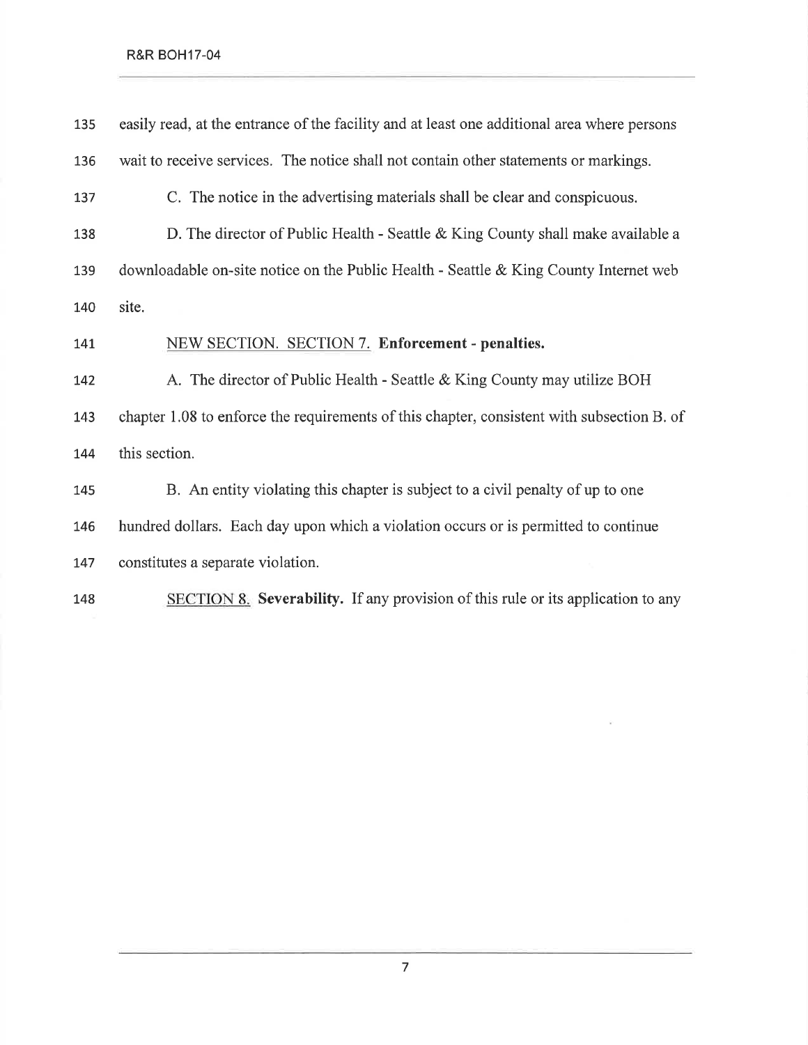easily read, at the entrance of the facility and at least one additional area where persons wait to receive services. The notice shall not contain other statements or markings.

C. The notice in the advertising materials shall be clear and conspicuous.

D. The director of Public Health - Seattle & King County shall make available a downloadable on-site notice on the Public Health - Seattle & King County Internet web site.

NEW SECTION. SECTION 7. **Enforcement - penalties.**

A. The director of Public Health - Seattle & King County may utilize BOH chapter 1.08 to enforce the requirements of this chapter, consistent with subsection B. of this section.

B. An entity violating this chapter is subject to a civil penalty of up to one hundred dollars. Each day upon which a violation occurs or is permitted to continue constitutes a separate violation.

SECTION 8. **Severability.** If any provision of this rule or its application to any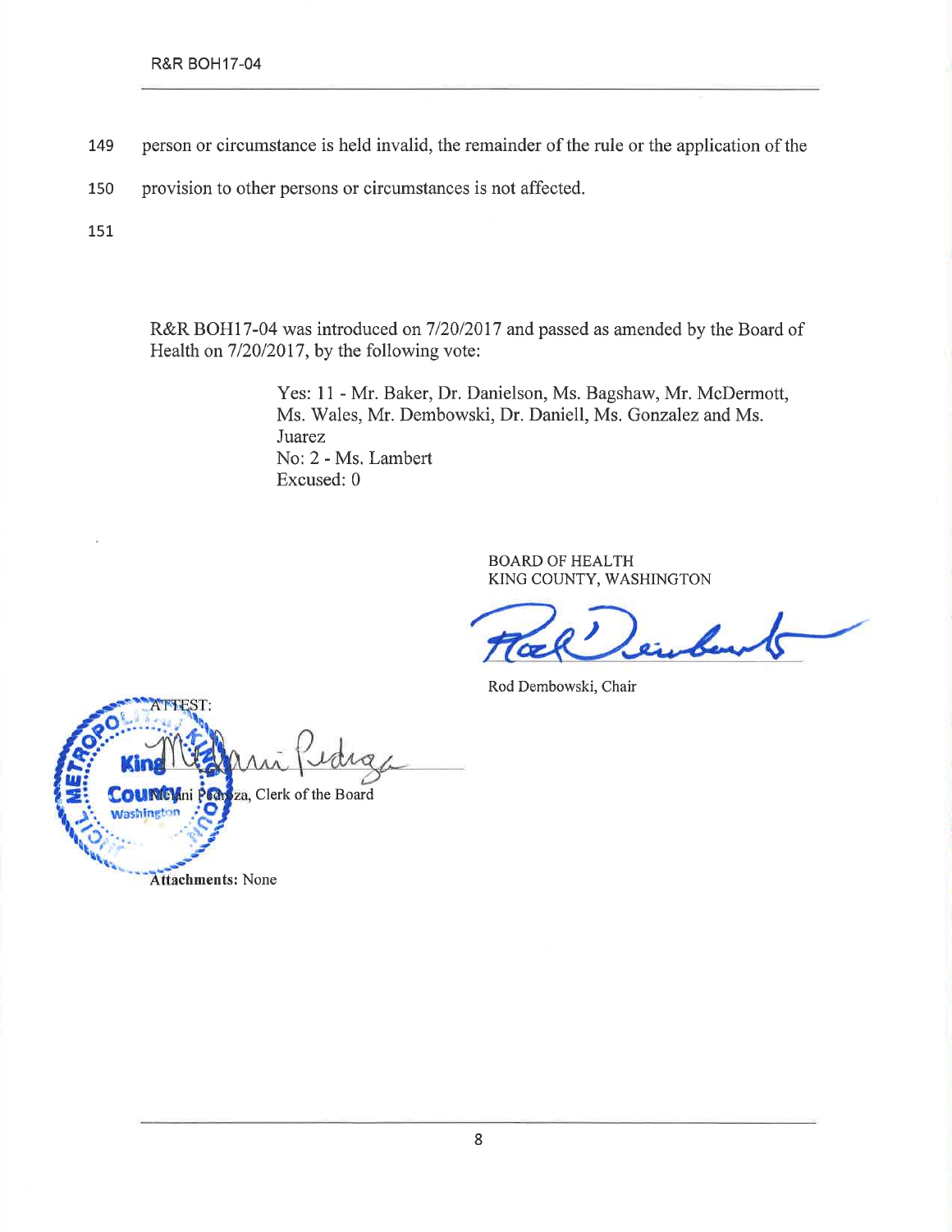149 person or circumstance is held invalid, the remainder of the rule or the application of the

150 provision to other persons or circumstances is not affected.

151

R&R BOH17-04 was introduced on 7/20/2017 and passed as amended by the Board of Health on 7/20/2017, by the following vote:

Yes: 11 - Mr. Baker, Dr. Danielson, Ms. Bagshaw, Mr. McDermott, Ms. Wales, Mr. Dembowski, Dr. Daniell, Ms. Gonzalez and Ms. Juarez
No: 2 - Ms. Lambert
Excused: 0

BOARD OF HEALTH
KING COUNTY, WASHINGTON

Rod Dembowski, Chair

ATTEST:

Melani Pedroza, Clerk of the Board

**Attachments:** None